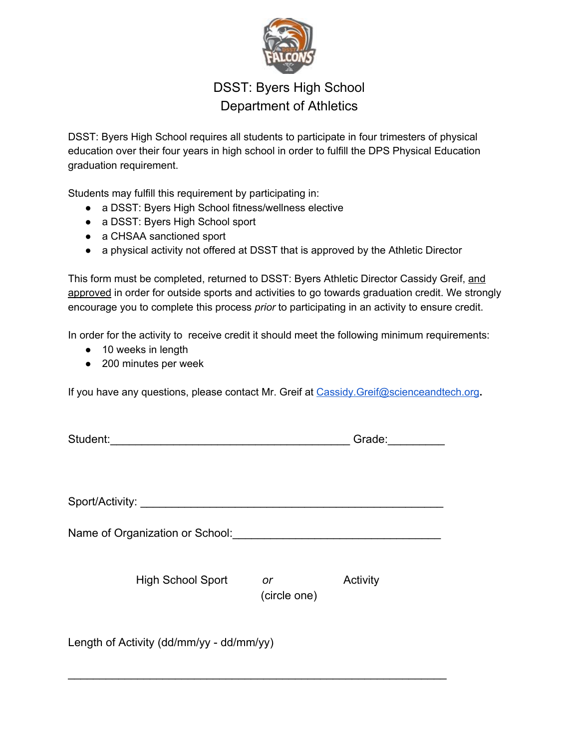# DSST: Byers High School
## Department of Athletics

DSST: Byers High School requires all students to participate in four trimesters of physical education over their four years in high school in order to fulfill the DPS Physical Education graduation requirement.

Students may fulfill this requirement by participating in:

- a DSST: Byers High School fitness/wellness elective
- a DSST: Byers High School sport
- a CHSAA sanctioned sport
- a physical activity not offered at DSST that is approved by the Athletic Director

This form must be completed, returned to DSST: Byers Athletic Director Cassidy Greif, and approved in order for outside sports and activities to go towards graduation credit. We strongly encourage you to complete this process *prior* to participating in an activity to ensure credit.

In order for the activity to receive credit it should meet the following minimum requirements:

- 10 weeks in length
- 200 minutes per week

If you have any questions, please contact Mr. Greif at Cassidy.Greif@scienceandtech.org.

Student:_______________________________________ Grade:_________

Sport/Activity: _________________________________________________

Name of Organization or School:_________________________________

High School Sport *or* (circle one) Activity

Length of Activity (dd/mm/yy - dd/mm/yy)

_____________________________________________________________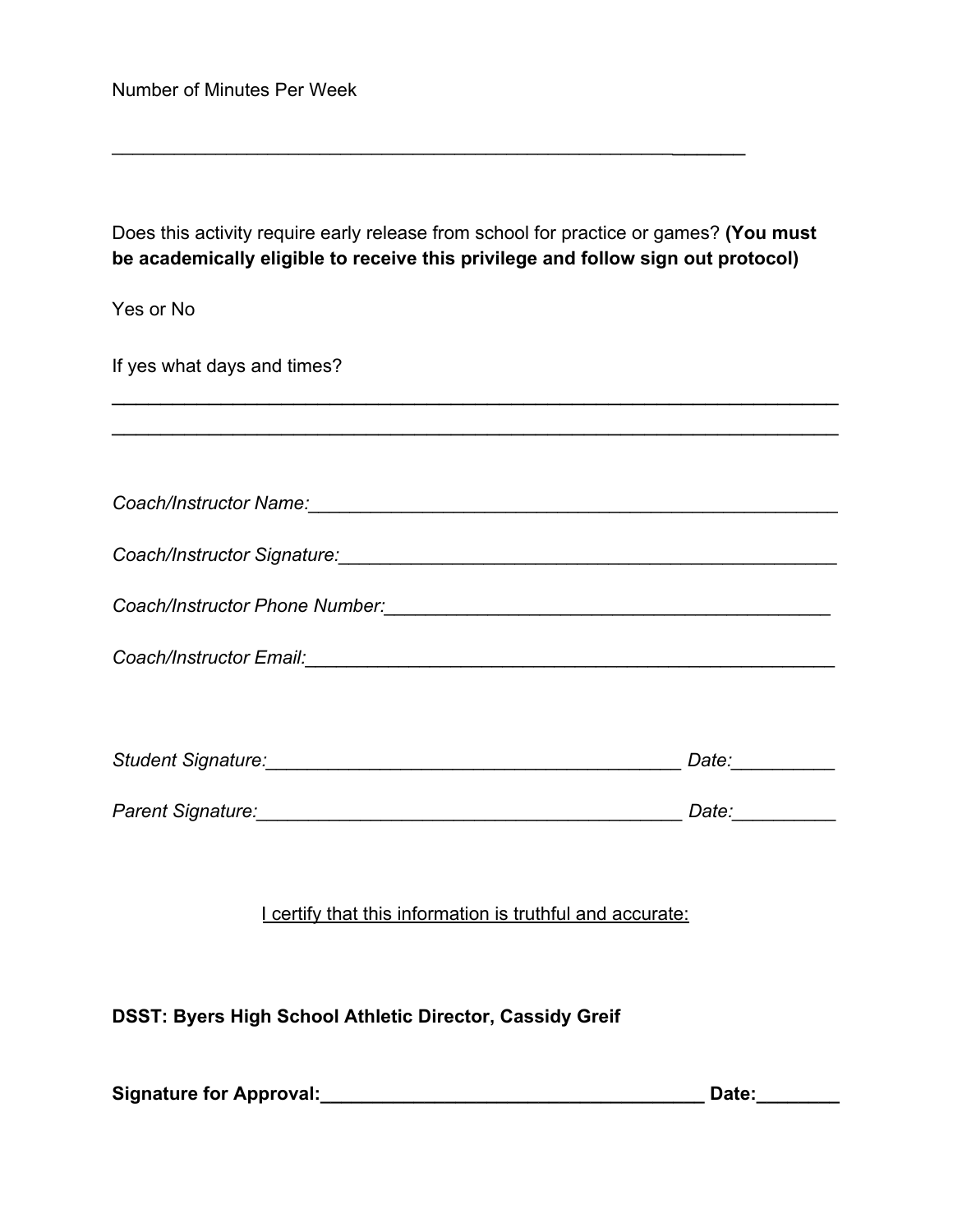Number of Minutes Per Week

___________________________________________________________________

Does this activity require early release from school for practice or games? **(You must be academically eligible to receive this privilege and follow sign out protocol)**

Yes or No

If yes what days and times?

___________________________________________________________________

___________________________________________________________________

*Coach/Instructor Name:*___________________________________________________

*Coach/Instructor Signature:*________________________________________________

*Coach/Instructor Phone Number:*____________________________________________

*Coach/Instructor Email:*___________________________________________________

*Student Signature:*_________________________________________ *Date:*__________

*Parent Signature:*__________________________________________ *Date:*__________

<u>I certify that this information is truthful and accurate:</u>

**DSST: Byers High School Athletic Director, Cassidy Greif**

**Signature for Approval:_____________________________________ Date:________**